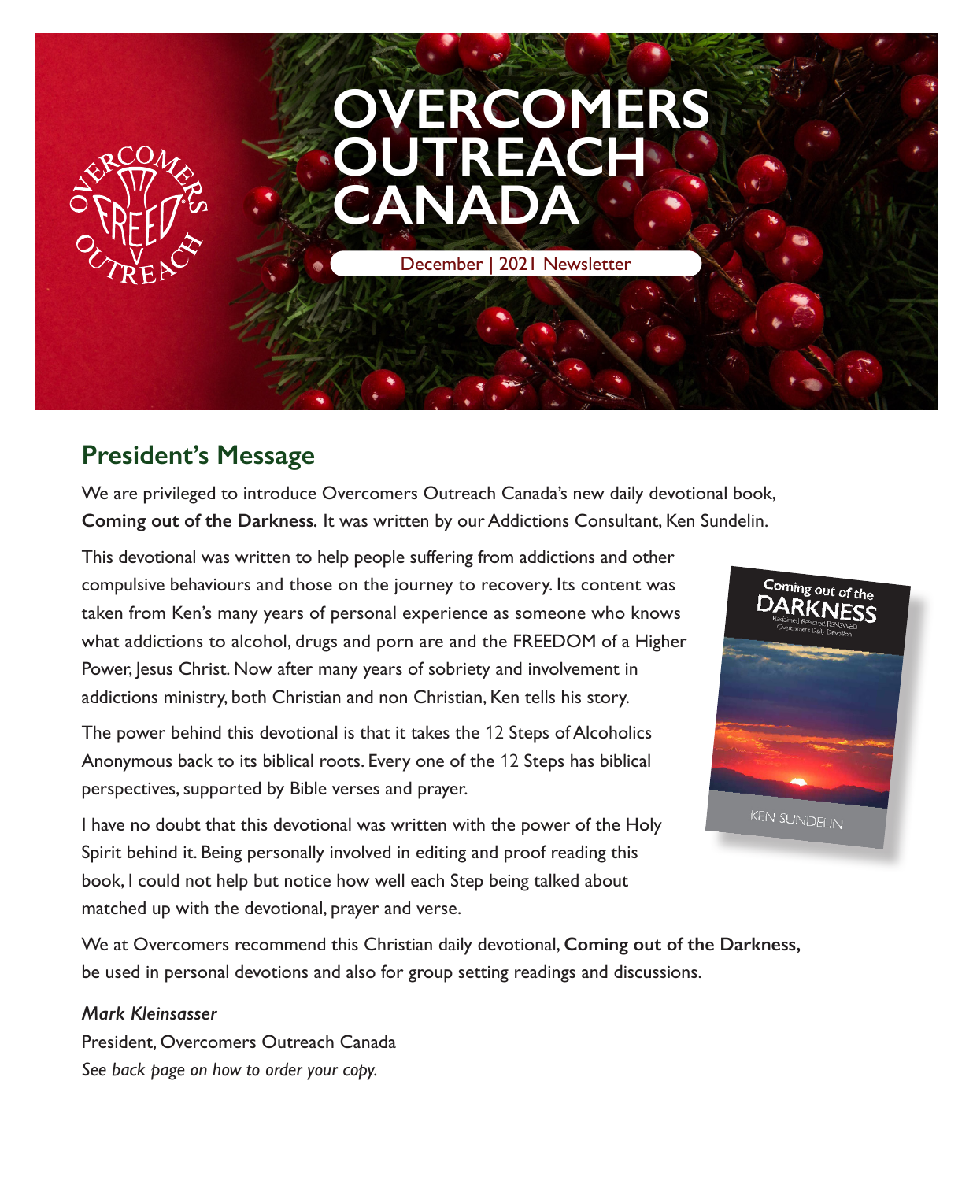# OVERCOMERS OUTREACH CANADA

December | 2021 Newsletter

## President's Message

We are privileged to introduce Overcomers Outreach Canada's new daily devotional book, **Coming out of the Darkness**. It was written by our Addictions Consultant, Ken Sundelin.

This devotional was written to help people suffering from addictions and other compulsive behaviours and those on the journey to recovery. Its content was taken from Ken's many years of personal experience as someone who knows what addictions to alcohol, drugs and porn are and the FREEDOM of a Higher Power, Jesus Christ. Now after many years of sobriety and involvement in addictions ministry, both Christian and non Christian, Ken tells his story.

The power behind this devotional is that it takes the 12 Steps of Alcoholics Anonymous back to its biblical roots. Every one of the 12 Steps has biblical perspectives, supported by Bible verses and prayer.

I have no doubt that this devotional was written with the power of the Holy Spirit behind it. Being personally involved in editing and proof reading this book, I could not help but notice how well each Step being talked about matched up with the devotional, prayer and verse.

We at Overcomers recommend this Christian daily devotional, **Coming out of the Darkness,** be used in personal devotions and also for group setting readings and discussions.

*Mark Kleinsasser*

President, Overcomers Outreach Canada

*See back page on how to order your copy.*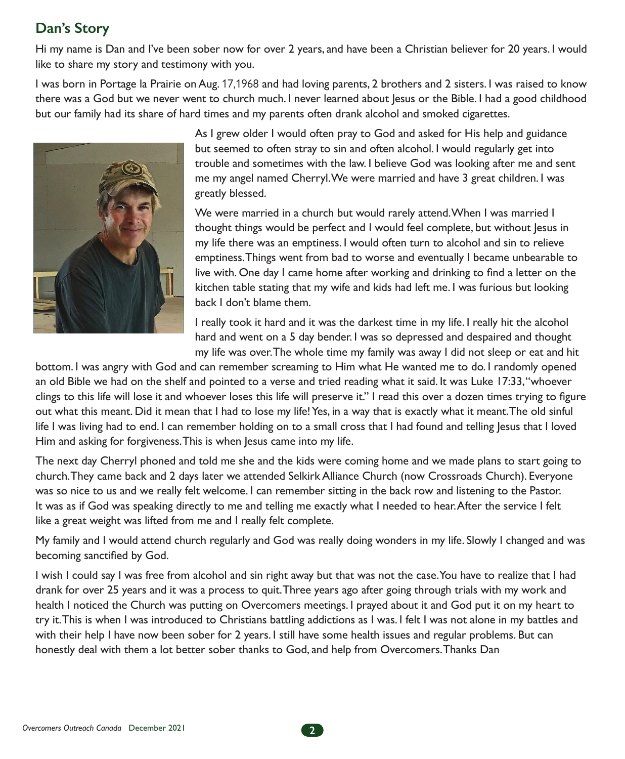## Dan's Story

Hi my name is Dan and I've been sober now for over 2 years, and have been a Christian believer for 20 years. I would like to share my story and testimony with you.

I was born in Portage la Prairie on Aug. 17,1968 and had loving parents, 2 brothers and 2 sisters. I was raised to know there was a God but we never went to church much. I never learned about Jesus or the Bible. I had a good childhood but our family had its share of hard times and my parents often drank alcohol and smoked cigarettes.

As I grew older I would often pray to God and asked for His help and guidance but seemed to often stray to sin and often alcohol. I would regularly get into trouble and sometimes with the law. I believe God was looking after me and sent me my angel named Cherryl. We were married and have 3 great children. I was greatly blessed.

We were married in a church but would rarely attend. When I was married I thought things would be perfect and I would feel complete, but without Jesus in my life there was an emptiness. I would often turn to alcohol and sin to relieve emptiness. Things went from bad to worse and eventually I became unbearable to live with. One day I came home after working and drinking to find a letter on the kitchen table stating that my wife and kids had left me. I was furious but looking back I don't blame them.

I really took it hard and it was the darkest time in my life. I really hit the alcohol hard and went on a 5 day bender. I was so depressed and despaired and thought my life was over. The whole time my family was away I did not sleep or eat and hit bottom. I was angry with God and can remember screaming to Him what He wanted me to do. I randomly opened an old Bible we had on the shelf and pointed to a verse and tried reading what it said. It was Luke 17:33, "whoever clings to this life will lose it and whoever loses this life will preserve it." I read this over a dozen times trying to figure out what this meant. Did it mean that I had to lose my life! Yes, in a way that is exactly what it meant. The old sinful life I was living had to end. I can remember holding on to a small cross that I had found and telling Jesus that I loved Him and asking for forgiveness. This is when Jesus came into my life.

The next day Cherryl phoned and told me she and the kids were coming home and we made plans to start going to church. They came back and 2 days later we attended Selkirk Alliance Church (now Crossroads Church). Everyone was so nice to us and we really felt welcome. I can remember sitting in the back row and listening to the Pastor. It was as if God was speaking directly to me and telling me exactly what I needed to hear. After the service I felt like a great weight was lifted from me and I really felt complete.

My family and I would attend church regularly and God was really doing wonders in my life. Slowly I changed and was becoming sanctified by God.

I wish I could say I was free from alcohol and sin right away but that was not the case. You have to realize that I had drank for over 25 years and it was a process to quit. Three years ago after going through trials with my work and health I noticed the Church was putting on Overcomers meetings. I prayed about it and God put it on my heart to try it. This is when I was introduced to Christians battling addictions as I was. I felt I was not alone in my battles and with their help I have now been sober for 2 years. I still have some health issues and regular problems. But can honestly deal with them a lot better sober thanks to God, and help from Overcomers. Thanks Dan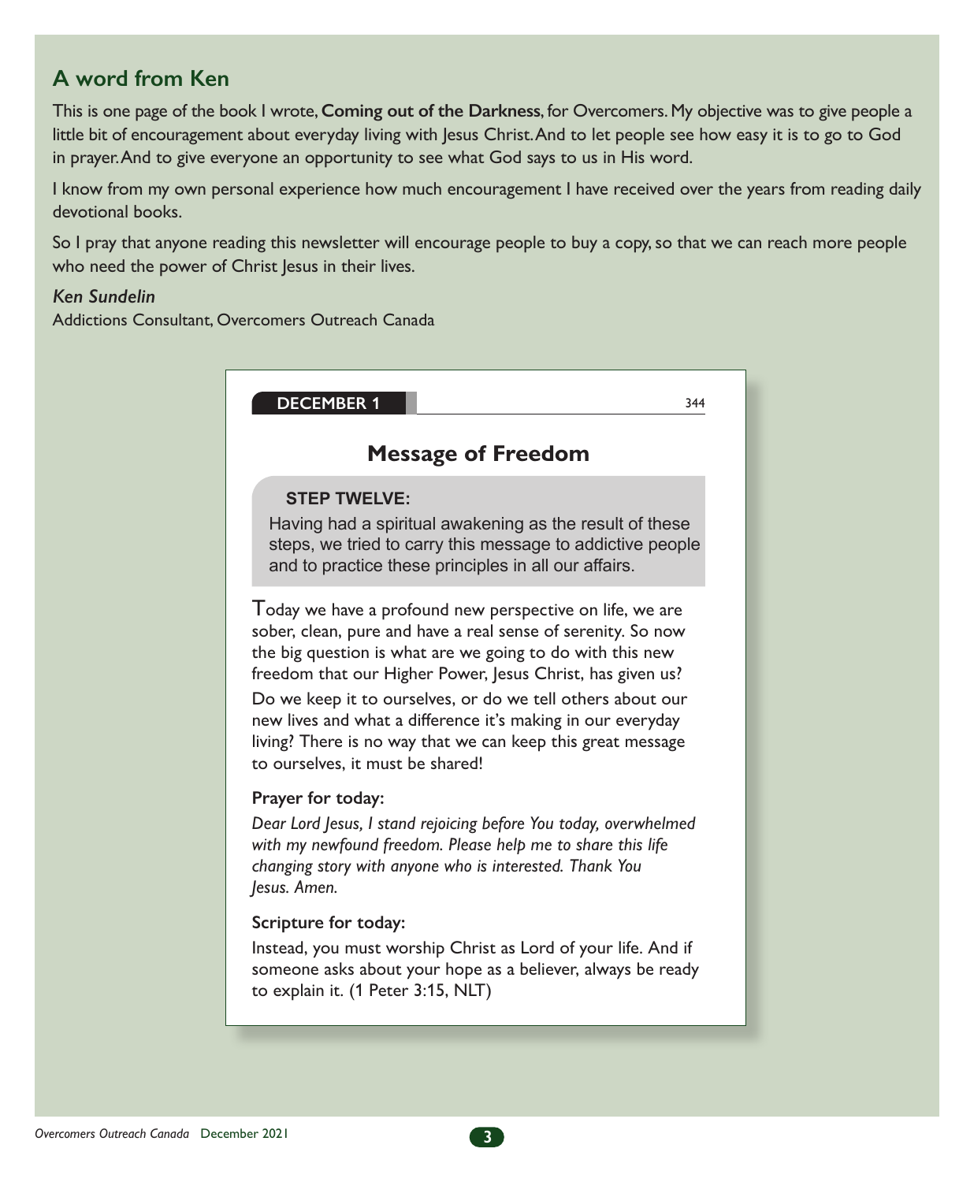## A word from Ken

This is one page of the book I wrote, **Coming out of the Darkness**, for Overcomers. My objective was to give people a little bit of encouragement about everyday living with Jesus Christ. And to let people see how easy it is to go to God in prayer. And to give everyone an opportunity to see what God says to us in His word.

I know from my own personal experience how much encouragement I have received over the years from reading daily devotional books.

So I pray that anyone reading this newsletter will encourage people to buy a copy, so that we can reach more people who need the power of Christ Jesus in their lives.

*Ken Sundelin*
Addictions Consultant, Overcomers Outreach Canada

---

**DECEMBER 1** 344

### Message of Freedom

**STEP TWELVE:**

Having had a spiritual awakening as the result of these steps, we tried to carry this message to addictive people and to practice these principles in all our affairs.

Today we have a profound new perspective on life, we are sober, clean, pure and have a real sense of serenity. So now the big question is what are we going to do with this new freedom that our Higher Power, Jesus Christ, has given us? Do we keep it to ourselves, or do we tell others about our new lives and what a difference it's making in our everyday living? There is no way that we can keep this great message to ourselves, it must be shared!

**Prayer for today:**

*Dear Lord Jesus, I stand rejoicing before You today, overwhelmed with my newfound freedom. Please help me to share this life changing story with anyone who is interested. Thank You Jesus. Amen.*

**Scripture for today:**

Instead, you must worship Christ as Lord of your life. And if someone asks about your hope as a believer, always be ready to explain it. (1 Peter 3:15, NLT)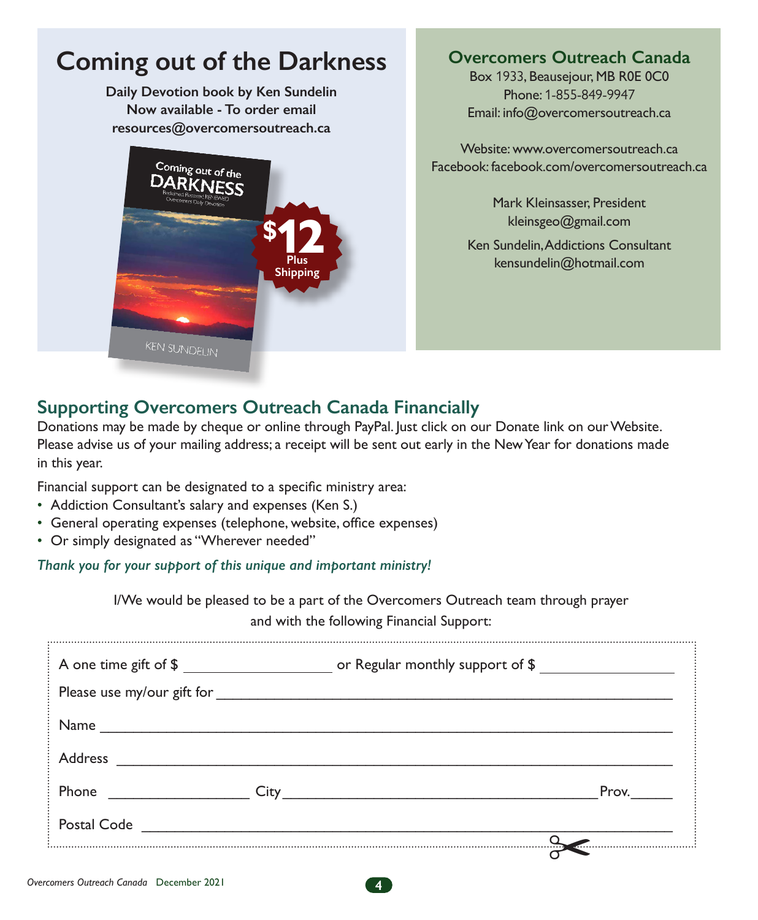# Coming out of the Darkness

**Daily Devotion book by Ken Sundelin**
**Now available - To order email**
**resources@overcomersoutreach.ca**

Coming out of the DARKNESS

Redeemed, Restored, RENEWED
Overcomers Daily Devotion

KEN SUNDELIN

**$12**
**Plus Shipping**

## Overcomers Outreach Canada

Box 1933, Beausejour, MB R0E 0C0
Phone: 1-855-849-9947
Email: info@overcomersoutreach.ca

Website: www.overcomersoutreach.ca
Facebook: facebook.com/overcomersoutreach.ca

Mark Kleinsasser, President
kleinsgeo@gmail.com

Ken Sundelin, Addictions Consultant
kensundelin@hotmail.com

## Supporting Overcomers Outreach Canada Financially

Donations may be made by cheque or online through PayPal. Just click on our Donate link on our Website. Please advise us of your mailing address; a receipt will be sent out early in the New Year for donations made in this year.

Financial support can be designated to a specific ministry area:

- Addiction Consultant's salary and expenses (Ken S.)
- General operating expenses (telephone, website, office expenses)
- Or simply designated as "Wherever needed"

*Thank you for your support of this unique and important ministry!*

I/We would be pleased to be a part of the Overcomers Outreach team through prayer and with the following Financial Support:

A one time gift of $ ____________ or Regular monthly support of $ ____________

Please use my/our gift for ________________________________

Name ________________________________

Address ________________________________

Phone ____________ City ________________________ Prov.______

Postal Code ________________________________